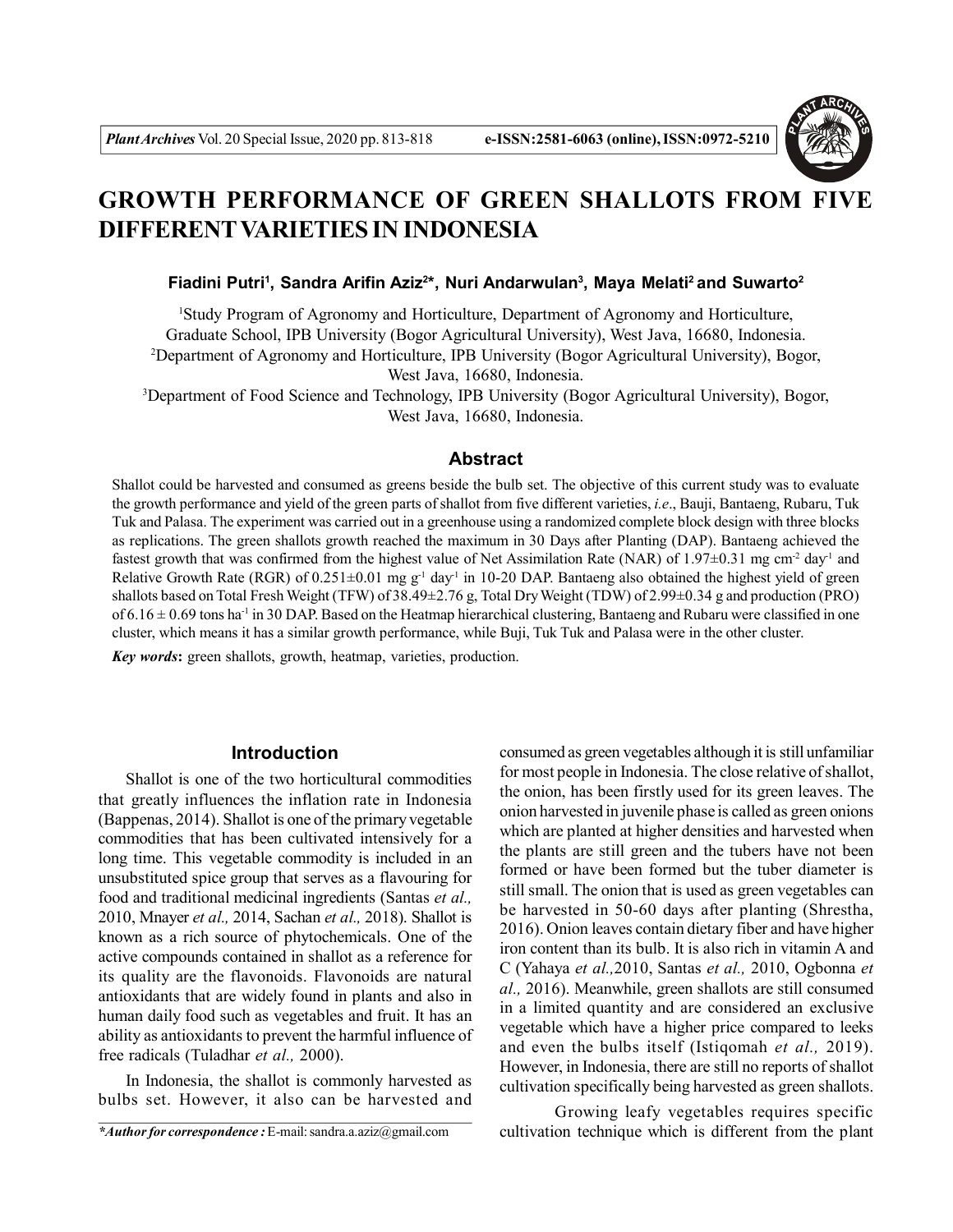# GROWTH PERFORMANCE OF GREEN SHALLOTS FROM FIVE DIFFERENT VARIETIES IN INDONESIA

**Fiadini Putri[1], Sandra Arifin Aziz[2]*, Nuri Andarwulan[3], Maya Melati[2] and Suwarto[2]**

[1]Study Program of Agronomy and Horticulture, Department of Agronomy and Horticulture, Graduate School, IPB University (Bogor Agricultural University), West Java, 16680, Indonesia.
[2]Department of Agronomy and Horticulture, IPB University (Bogor Agricultural University), Bogor, West Java, 16680, Indonesia.
[3]Department of Food Science and Technology, IPB University (Bogor Agricultural University), Bogor, West Java, 16680, Indonesia.

## Abstract

Shallot could be harvested and consumed as greens beside the bulb set. The objective of this current study was to evaluate the growth performance and yield of the green parts of shallot from five different varieties, *i.e*., Bauji, Bantaeng, Rubaru, Tuk Tuk and Palasa. The experiment was carried out in a greenhouse using a randomized complete block design with three blocks as replications. The green shallots growth reached the maximum in 30 Days after Planting (DAP). Bantaeng achieved the fastest growth that was confirmed from the highest value of Net Assimilation Rate (NAR) of 1.97±0.31 mg cm$^{-2}$ day$^{-1}$ and Relative Growth Rate (RGR) of 0.251±0.01 mg g$^{-1}$ day$^{-1}$ in 10-20 DAP. Bantaeng also obtained the highest yield of green shallots based on Total Fresh Weight (TFW) of 38.49±2.76 g, Total Dry Weight (TDW) of 2.99±0.34 g and production (PRO) of 6.16 ± 0.69 tons ha$^{-1}$ in 30 DAP. Based on the Heatmap hierarchical clustering, Bantaeng and Rubaru were classified in one cluster, which means it has a similar growth performance, while Buji, Tuk Tuk and Palasa were in the other cluster.

***Key words*:** green shallots, growth, heatmap, varieties, production.

## Introduction

Shallot is one of the two horticultural commodities that greatly influences the inflation rate in Indonesia (Bappenas, 2014). Shallot is one of the primary vegetable commodities that has been cultivated intensively for a long time. This vegetable commodity is included in an unsubstituted spice group that serves as a flavouring for food and traditional medicinal ingredients (Santas *et al.,* 2010, Mnayer *et al.,* 2014, Sachan *et al.,* 2018). Shallot is known as a rich source of phytochemicals. One of the active compounds contained in shallot as a reference for its quality are the flavonoids. Flavonoids are natural antioxidants that are widely found in plants and also in human daily food such as vegetables and fruit. It has an ability as antioxidants to prevent the harmful influence of free radicals (Tuladhar *et al.,* 2000).

In Indonesia, the shallot is commonly harvested as bulbs set. However, it also can be harvested and consumed as green vegetables although it is still unfamiliar for most people in Indonesia. The close relative of shallot, the onion, has been firstly used for its green leaves. The onion harvested in juvenile phase is called as green onions which are planted at higher densities and harvested when the plants are still green and the tubers have not been formed or have been formed but the tuber diameter is still small. The onion that is used as green vegetables can be harvested in 50-60 days after planting (Shrestha, 2016). Onion leaves contain dietary fiber and have higher iron content than its bulb. It is also rich in vitamin A and C (Yahaya *et al.,*2010, Santas *et al.,* 2010, Ogbonna *et al.,* 2016). Meanwhile, green shallots are still consumed in a limited quantity and are considered an exclusive vegetable which have a higher price compared to leeks and even the bulbs itself (Istiqomah *et al.,* 2019). However, in Indonesia, there are still no reports of shallot cultivation specifically being harvested as green shallots.

Growing leafy vegetables requires specific cultivation technique which is different from the plant

**\*Author for correspondence :** E-mail: sandra.a.aziz@gmail.com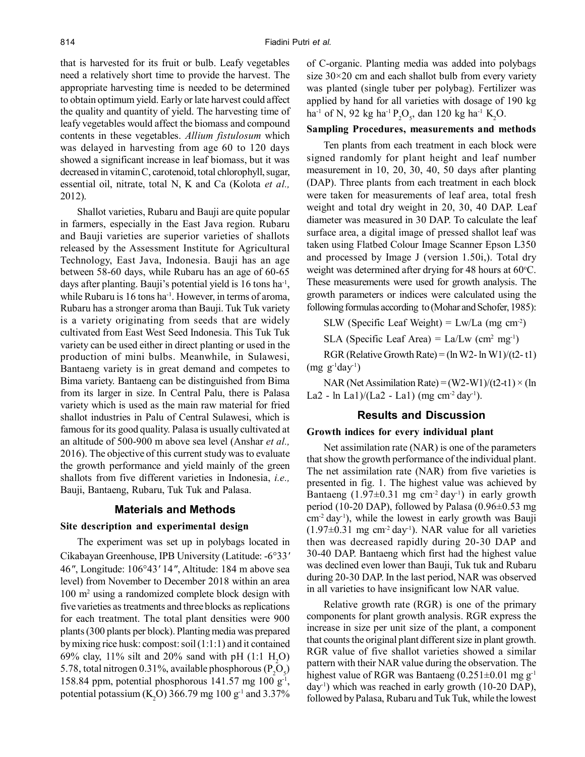that is harvested for its fruit or bulb. Leafy vegetables need a relatively short time to provide the harvest. The appropriate harvesting time is needed to be determined to obtain optimum yield. Early or late harvest could affect the quality and quantity of yield. The harvesting time of leafy vegetables would affect the biomass and compound contents in these vegetables. *Allium fistulosum* which was delayed in harvesting from age 60 to 120 days showed a significant increase in leaf biomass, but it was decreased in vitamin C, carotenoid, total chlorophyll, sugar, essential oil, nitrate, total N, K and Ca (Kolota *et al.,* 2012).

Shallot varieties, Rubaru and Bauji are quite popular in farmers, especially in the East Java region. Rubaru and Bauji varieties are superior varieties of shallots released by the Assessment Institute for Agricultural Technology, East Java, Indonesia. Bauji has an age between 58-60 days, while Rubaru has an age of 60-65 days after planting. Bauji's potential yield is 16 tons ha$^{-1}$, while Rubaru is 16 tons ha$^{-1}$. However, in terms of aroma, Rubaru has a stronger aroma than Bauji. Tuk Tuk variety is a variety originating from seeds that are widely cultivated from East West Seed Indonesia. This Tuk Tuk variety can be used either in direct planting or used in the production of mini bulbs. Meanwhile, in Sulawesi, Bantaeng variety is in great demand and competes to Bima variety. Bantaeng can be distinguished from Bima from its larger in size. In Central Palu, there is Palasa variety which is used as the main raw material for fried shallot industries in Palu of Central Sulawesi, which is famous for its good quality. Palasa is usually cultivated at an altitude of 500-900 m above sea level (Anshar *et al.,* 2016). The objective of this current study was to evaluate the growth performance and yield mainly of the green shallots from five different varieties in Indonesia, *i.e.,* Bauji, Bantaeng, Rubaru, Tuk Tuk and Palasa.

## Materials and Methods

### Site description and experimental design

The experiment was set up in polybags located in Cikabayan Greenhouse, IPB University (Latitude: -6°33′ 46″, Longitude: 106°43′ 14″, Altitude: 184 m above sea level) from November to December 2018 within an area 100 m$^2$ using a randomized complete block design with five varieties as treatments and three blocks as replications for each treatment. The total plant densities were 900 plants (300 plants per block). Planting media was prepared by mixing rice husk: compost: soil (1:1:1) and it contained 69% clay, 11% silt and 20% sand with pH (1:1 $H_2O$) 5.78, total nitrogen 0.31%, available phosphorous ($P_2O_5$) 158.84 ppm, potential phosphorous 141.57 mg 100 g$^{-1}$, potential potassium ($K_2O$) 366.79 mg 100 g$^{-1}$ and 3.37% of C-organic. Planting media was added into polybags size 30×20 cm and each shallot bulb from every variety was planted (single tuber per polybag). Fertilizer was applied by hand for all varieties with dosage of 190 kg ha$^{-1}$ of N, 92 kg ha$^{-1}$ $P_2O_5$, dan 120 kg ha$^{-1}$ $K_2O$.

### Sampling Procedures, measurements and methods

Ten plants from each treatment in each block were signed randomly for plant height and leaf number measurement in 10, 20, 30, 40, 50 days after planting (DAP). Three plants from each treatment in each block were taken for measurements of leaf area, total fresh weight and total dry weight in 20, 30, 40 DAP. Leaf diameter was measured in 30 DAP. To calculate the leaf surface area, a digital image of pressed shallot leaf was taken using Flatbed Colour Image Scanner Epson L350 and processed by Image J (version 1.50i,). Total dry weight was determined after drying for 48 hours at 60°C. These measurements were used for growth analysis. The growth parameters or indices were calculated using the following formulas according to (Mohar and Schofer, 1985):

SLW (Specific Leaf Weight) = Lw/La (mg cm$^{-2}$)

SLA (Specific Leaf Area) = La/Lw (cm$^2$ mg$^{-1}$)

RGR (Relative Growth Rate) = $(\ln W2 - \ln W1)/(t2 - t1)$ (mg g$^{-1}$day$^{-1}$)

NAR (Net Assimilation Rate) = $(W2-W1)/(t2-t1) \times (\ln La2 - \ln La1)/(La2 - La1)$ (mg cm$^{-2}$ day$^{-1}$).

## Results and Discussion

### Growth indices for every individual plant

Net assimilation rate (NAR) is one of the parameters that show the growth performance of the individual plant. The net assimilation rate (NAR) from five varieties is presented in fig. 1. The highest value was achieved by Bantaeng (1.97±0.31 mg cm$^{-2}$ day$^{-1}$) in early growth period (10-20 DAP), followed by Palasa (0.96±0.53 mg cm$^{-2}$ day$^{-1}$), while the lowest in early growth was Bauji (1.97±0.31 mg cm$^{-2}$ day$^{-1}$). NAR value for all varieties then was decreased rapidly during 20-30 DAP and 30-40 DAP. Bantaeng which first had the highest value was declined even lower than Bauji, Tuk tuk and Rubaru during 20-30 DAP. In the last period, NAR was observed in all varieties to have insignificant low NAR value.

Relative growth rate (RGR) is one of the primary components for plant growth analysis. RGR express the increase in size per unit size of the plant, a component that counts the original plant different size in plant growth. RGR value of five shallot varieties showed a similar pattern with their NAR value during the observation. The highest value of RGR was Bantaeng (0.251±0.01 mg g$^{-1}$ day$^{-1}$) which was reached in early growth (10-20 DAP), followed by Palasa, Rubaru and Tuk Tuk, while the lowest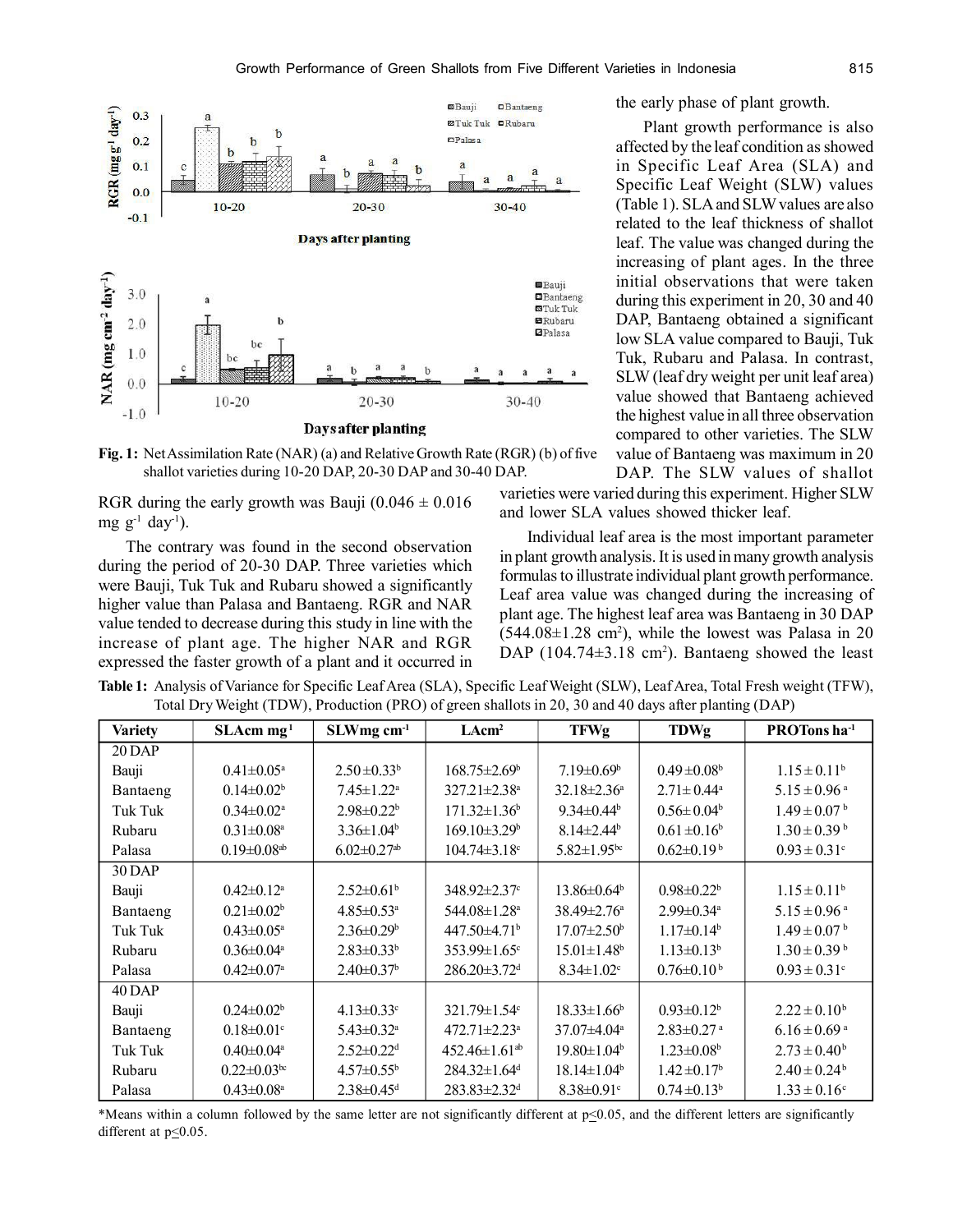Fig. 1: Net Assimilation Rate (NAR) (a) and Relative Growth Rate (RGR) (b) of five shallot varieties during 10-20 DAP, 20-30 DAP and 30-40 DAP.

RGR during the early growth was Bauji (0.046 ± 0.016 mg $g^{-1}$ $day^{-1}$).

The contrary was found in the second observation during the period of 20-30 DAP. Three varieties which were Bauji, Tuk Tuk and Rubaru showed a significantly higher value than Palasa and Bantaeng. RGR and NAR value tended to decrease during this study in line with the increase of plant age. The higher NAR and RGR expressed the faster growth of a plant and it occurred in the early phase of plant growth.

Plant growth performance is also affected by the leaf condition as showed in Specific Leaf Area (SLA) and Specific Leaf Weight (SLW) values (Table 1). SLA and SLW values are also related to the leaf thickness of shallot leaf. The value was changed during the increasing of plant ages. In the three initial observations that were taken during this experiment in 20, 30 and 40 DAP, Bantaeng obtained a significant low SLA value compared to Bauji, Tuk Tuk, Rubaru and Palasa. In contrast, SLW (leaf dry weight per unit leaf area) value showed that Bantaeng achieved the highest value in all three observation compared to other varieties. The SLW value of Bantaeng was maximum in 20 DAP. The SLW values of shallot varieties were varied during this experiment. Higher SLW and lower SLA values showed thicker leaf.

Individual leaf area is the most important parameter in plant growth analysis. It is used in many growth analysis formulas to illustrate individual plant growth performance. Leaf area value was changed during the increasing of plant age. The highest leaf area was Bantaeng in 30 DAP (544.08±1.28 $cm^2$), while the lowest was Palasa in 20 DAP (104.74±3.18 $cm^2$). Bantaeng showed the least

**Table 1:** Analysis of Variance for Specific Leaf Area (SLA), Specific Leaf Weight (SLW), Leaf Area, Total Fresh weight (TFW), Total Dry Weight (TDW), Production (PRO) of green shallots in 20, 30 and 40 days after planting (DAP)

| Variety | SLA $cm\ mg^{-1}$ | SLW $mg\ cm^{-1}$ | LA $cm^2$ | TFW g | TDW g | PRO Tons $ha^{-1}$ |
|---|---|---|---|---|---|---|
| 20 DAP | | | | | | |
| Bauji | 0.41±0.05[a] | 2.50±0.33[b] | 168.75±2.69[b] | 7.19±0.69[b] | 0.49±0.08[b] | 1.15±0.11[b] |
| Bantaeng | 0.14±0.02[b] | 7.45±1.22[a] | 327.21±2.38[a] | 32.18±2.36[a] | 2.71±0.44[a] | 5.15±0.96[a] |
| Tuk Tuk | 0.34±0.02[a] | 2.98±0.22[b] | 171.32±1.36[b] | 9.34±0.44[b] | 0.56±0.04[b] | 1.49±0.07[b] |
| Rubaru | 0.31±0.08[a] | 3.36±1.04[b] | 169.10±3.29[b] | 8.14±2.44[b] | 0.61±0.16[b] | 1.30±0.39[b] |
| Palasa | 0.19±0.08[ab] | 6.02±0.27[ab] | 104.74±3.18[c] | 5.82±1.95[bc] | 0.62±0.19[b] | 0.93±0.31[c] |
| 30 DAP | | | | | | |
| Bauji | 0.42±0.12[a] | 2.52±0.61[b] | 348.92±2.37[c] | 13.86±0.64[b] | 0.98±0.22[b] | 1.15±0.11[b] |
| Bantaeng | 0.21±0.02[b] | 4.85±0.53[a] | 544.08±1.28[a] | 38.49±2.76[a] | 2.99±0.34[a] | 5.15±0.96[a] |
| Tuk Tuk | 0.43±0.05[a] | 2.36±0.29[b] | 447.50±4.71[b] | 17.07±2.50[b] | 1.17±0.14[b] | 1.49±0.07[b] |
| Rubaru | 0.36±0.04[a] | 2.83±0.33[b] | 353.99±1.65[c] | 15.01±1.48[b] | 1.13±0.13[b] | 1.30±0.39[b] |
| Palasa | 0.42±0.07[a] | 2.40±0.37[b] | 286.20±3.72[d] | 8.34±1.02[c] | 0.76±0.10[b] | 0.93±0.31[c] |
| 40 DAP | | | | | | |
| Bauji | 0.24±0.02[b] | 4.13±0.33[c] | 321.79±1.54[c] | 18.33±1.66[b] | 0.93±0.12[b] | 2.22±0.10[b] |
| Bantaeng | 0.18±0.01[c] | 5.43±0.32[a] | 472.71±2.23[a] | 37.07±4.04[a] | 2.83±0.27[a] | 6.16±0.69[a] |
| Tuk Tuk | 0.40±0.04[a] | 2.52±0.22[d] | 452.46±1.61[ab] | 19.80±1.04[b] | 1.23±0.08[b] | 2.73±0.40[b] |
| Rubaru | 0.22±0.03[bc] | 4.57±0.55[b] | 284.32±1.64[d] | 18.14±1.04[b] | 1.42±0.17[b] | 2.40±0.24[b] |
| Palasa | 0.43±0.08[a] | 2.38±0.45[d] | 283.83±2.32[d] | 8.38±0.91[c] | 0.74±0.13[b] | 1.33±0.16[c] |

*Means within a column followed by the same letter are not significantly different at $p \leq 0.05$, and the different letters are significantly different at $p \leq 0.05$.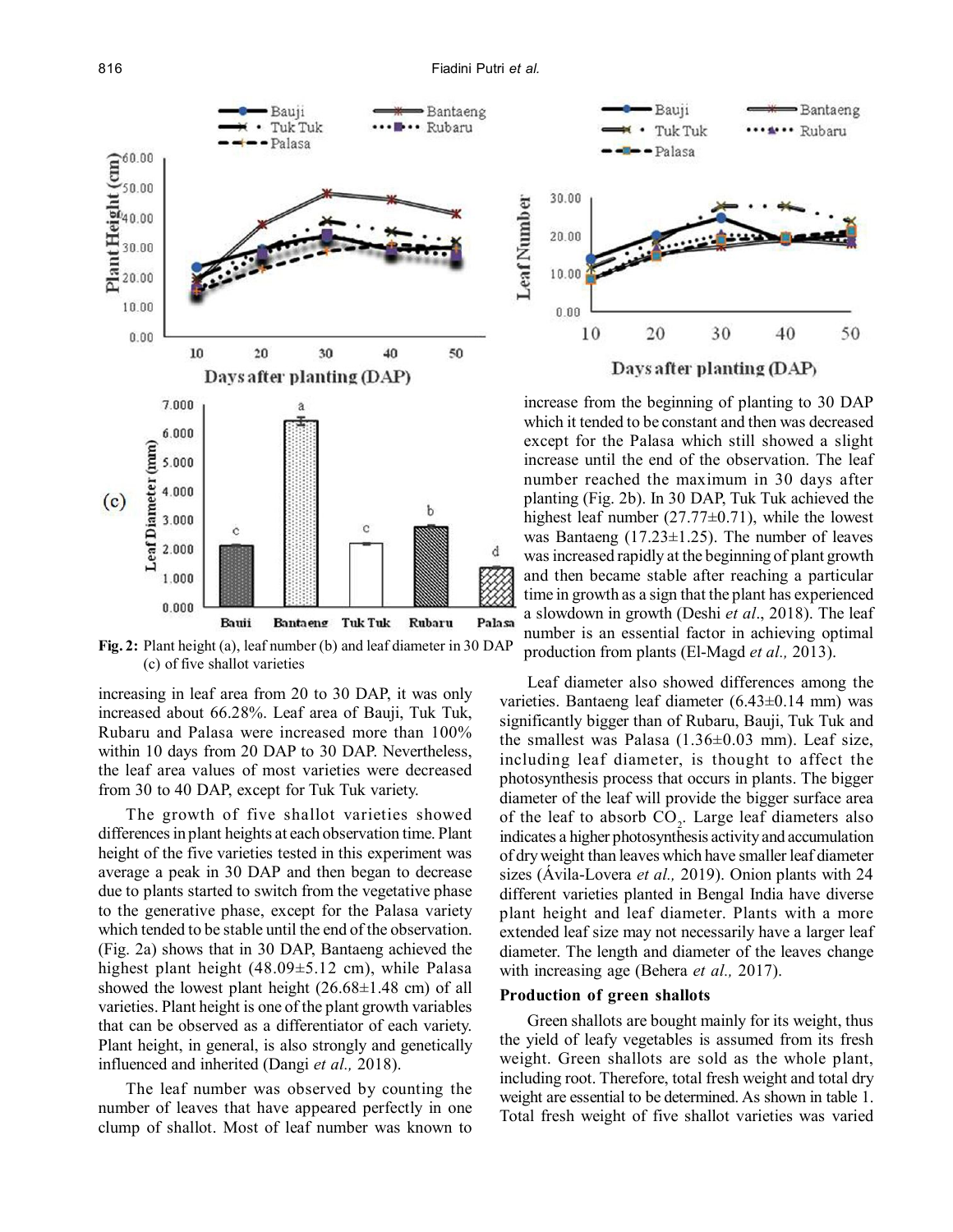**Fig. 2:** Plant height (a), leaf number (b) and leaf diameter in 30 DAP (c) of five shallot varieties

increasing in leaf area from 20 to 30 DAP, it was only increased about 66.28%. Leaf area of Bauji, Tuk Tuk, Rubaru and Palasa were increased more than 100% within 10 days from 20 DAP to 30 DAP. Nevertheless, the leaf area values of most varieties were decreased from 30 to 40 DAP, except for Tuk Tuk variety.

The growth of five shallot varieties showed differences in plant heights at each observation time. Plant height of the five varieties tested in this experiment was average a peak in 30 DAP and then began to decrease due to plants started to switch from the vegetative phase to the generative phase, except for the Palasa variety which tended to be stable until the end of the observation. (Fig. 2a) shows that in 30 DAP, Bantaeng achieved the highest plant height (48.09±5.12 cm), while Palasa showed the lowest plant height (26.68±1.48 cm) of all varieties. Plant height is one of the plant growth variables that can be observed as a differentiator of each variety. Plant height, in general, is also strongly and genetically influenced and inherited (Dangi *et al.,* 2018).

The leaf number was observed by counting the number of leaves that have appeared perfectly in one clump of shallot. Most of leaf number was known to increase from the beginning of planting to 30 DAP which it tended to be constant and then was decreased except for the Palasa which still showed a slight increase until the end of the observation. The leaf number reached the maximum in 30 days after planting (Fig. 2b). In 30 DAP, Tuk Tuk achieved the highest leaf number (27.77±0.71), while the lowest was Bantaeng (17.23±1.25). The number of leaves was increased rapidly at the beginning of plant growth and then became stable after reaching a particular time in growth as a sign that the plant has experienced a slowdown in growth (Deshi *et al*., 2018). The leaf number is an essential factor in achieving optimal production from plants (El-Magd *et al.,* 2013).

Leaf diameter also showed differences among the varieties. Bantaeng leaf diameter (6.43±0.14 mm) was significantly bigger than of Rubaru, Bauji, Tuk Tuk and the smallest was Palasa (1.36±0.03 mm). Leaf size, including leaf diameter, is thought to affect the photosynthesis process that occurs in plants. The bigger diameter of the leaf will provide the bigger surface area of the leaf to absorb $CO_2$. Large leaf diameters also indicates a higher photosynthesis activity and accumulation of dry weight than leaves which have smaller leaf diameter sizes (Ávila-Lovera *et al.,* 2019). Onion plants with 24 different varieties planted in Bengal India have diverse plant height and leaf diameter. Plants with a more extended leaf size may not necessarily have a larger leaf diameter. The length and diameter of the leaves change with increasing age (Behera *et al.,* 2017).

### Production of green shallots

Green shallots are bought mainly for its weight, thus the yield of leafy vegetables is assumed from its fresh weight. Green shallots are sold as the whole plant, including root. Therefore, total fresh weight and total dry weight are essential to be determined. As shown in table 1. Total fresh weight of five shallot varieties was varied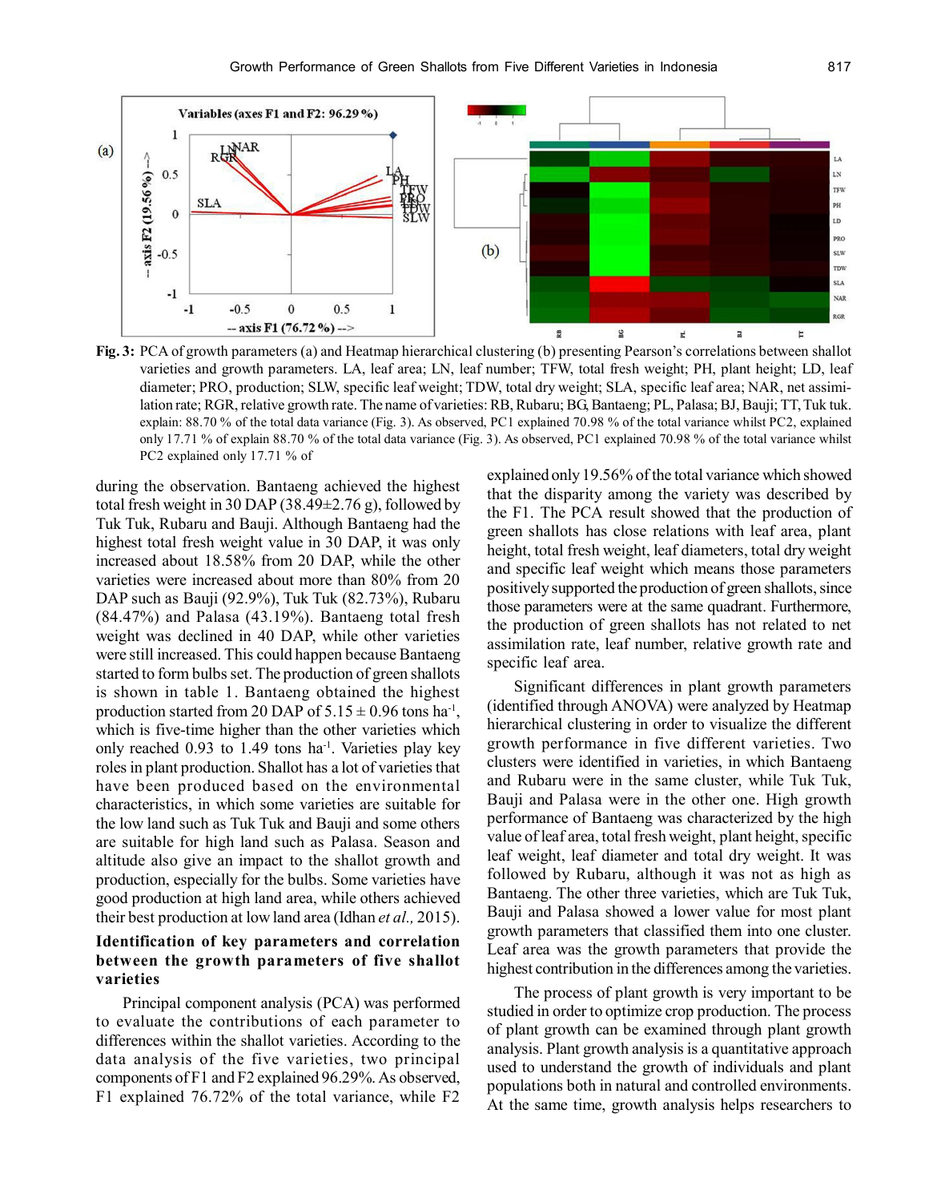**Fig. 3:** PCA of growth parameters (a) and Heatmap hierarchical clustering (b) presenting Pearson's correlations between shallot varieties and growth parameters. LA, leaf area; LN, leaf number; TFW, total fresh weight; PH, plant height; LD, leaf diameter; PRO, production; SLW, specific leaf weight; TDW, total dry weight; SLA, specific leaf area; NAR, net assimilation rate; RGR, relative growth rate. The name of varieties: RB, Rubaru; BG, Bantaeng; PL, Palasa; BJ, Bauji; TT, Tuk tuk. explain: 88.70 % of the total data variance (Fig. 3). As observed, PC1 explained 70.98 % of the total variance whilst PC2, explained only 17.71 % of explain 88.70 % of the total data variance (Fig. 3). As observed, PC1 explained 70.98 % of the total variance whilst PC2 explained only 17.71 % of

during the observation. Bantaeng achieved the highest total fresh weight in 30 DAP (38.49±2.76 g), followed by Tuk Tuk, Rubaru and Bauji. Although Bantaeng had the highest total fresh weight value in 30 DAP, it was only increased about 18.58% from 20 DAP, while the other varieties were increased about more than 80% from 20 DAP such as Bauji (92.9%), Tuk Tuk (82.73%), Rubaru (84.47%) and Palasa (43.19%). Bantaeng total fresh weight was declined in 40 DAP, while other varieties were still increased. This could happen because Bantaeng started to form bulbs set. The production of green shallots is shown in table 1. Bantaeng obtained the highest production started from 20 DAP of 5.15 ± 0.96 tons ha$^{-1}$, which is five-time higher than the other varieties which only reached 0.93 to 1.49 tons ha$^{-1}$. Varieties play key roles in plant production. Shallot has a lot of varieties that have been produced based on the environmental characteristics, in which some varieties are suitable for the low land such as Tuk Tuk and Bauji and some others are suitable for high land such as Palasa. Season and altitude also give an impact to the shallot growth and production, especially for the bulbs. Some varieties have good production at high land area, while others achieved their best production at low land area (Idhan *et al.,* 2015).

### Identification of key parameters and correlation between the growth parameters of five shallot varieties

Principal component analysis (PCA) was performed to evaluate the contributions of each parameter to differences within the shallot varieties. According to the data analysis of the five varieties, two principal components of F1 and F2 explained 96.29%. As observed, F1 explained 76.72% of the total variance, while F2 explained only 19.56% of the total variance which showed that the disparity among the variety was described by the F1. The PCA result showed that the production of green shallots has close relations with leaf area, plant height, total fresh weight, leaf diameters, total dry weight and specific leaf weight which means those parameters positively supported the production of green shallots, since those parameters were at the same quadrant. Furthermore, the production of green shallots has not related to net assimilation rate, leaf number, relative growth rate and specific leaf area.

Significant differences in plant growth parameters (identified through ANOVA) were analyzed by Heatmap hierarchical clustering in order to visualize the different growth performance in five different varieties. Two clusters were identified in varieties, in which Bantaeng and Rubaru were in the same cluster, while Tuk Tuk, Bauji and Palasa were in the other one. High growth performance of Bantaeng was characterized by the high value of leaf area, total fresh weight, plant height, specific leaf weight, leaf diameter and total dry weight. It was followed by Rubaru, although it was not as high as Bantaeng. The other three varieties, which are Tuk Tuk, Bauji and Palasa showed a lower value for most plant growth parameters that classified them into one cluster. Leaf area was the growth parameters that provide the highest contribution in the differences among the varieties.

The process of plant growth is very important to be studied in order to optimize crop production. The process of plant growth can be examined through plant growth analysis. Plant growth analysis is a quantitative approach used to understand the growth of individuals and plant populations both in natural and controlled environments. At the same time, growth analysis helps researchers to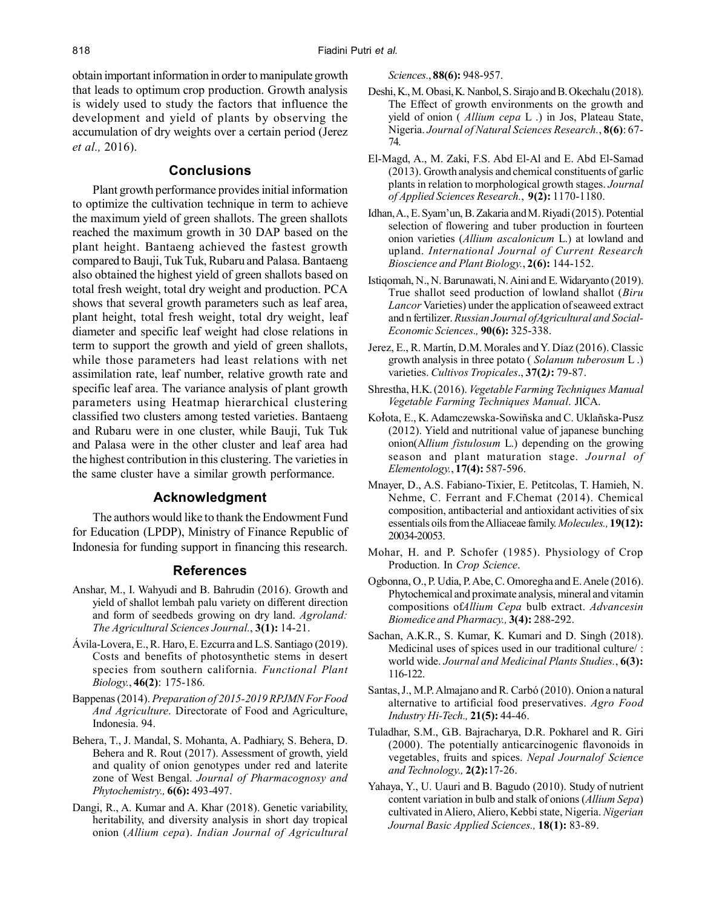obtain important information in order to manipulate growth that leads to optimum crop production. Growth analysis is widely used to study the factors that influence the development and yield of plants by observing the accumulation of dry weights over a certain period (Jerez *et al.,* 2016).

## Conclusions

Plant growth performance provides initial information to optimize the cultivation technique in term to achieve the maximum yield of green shallots. The green shallots reached the maximum growth in 30 DAP based on the plant height. Bantaeng achieved the fastest growth compared to Bauji, Tuk Tuk, Rubaru and Palasa. Bantaeng also obtained the highest yield of green shallots based on total fresh weight, total dry weight and production. PCA shows that several growth parameters such as leaf area, plant height, total fresh weight, total dry weight, leaf diameter and specific leaf weight had close relations in term to support the growth and yield of green shallots, while those parameters had least relations with net assimilation rate, leaf number, relative growth rate and specific leaf area. The variance analysis of plant growth parameters using Heatmap hierarchical clustering classified two clusters among tested varieties. Bantaeng and Rubaru were in one cluster, while Bauji, Tuk Tuk and Palasa were in the other cluster and leaf area had the highest contribution in this clustering. The varieties in the same cluster have a similar growth performance.

## Acknowledgment

The authors would like to thank the Endowment Fund for Education (LPDP), Ministry of Finance Republic of Indonesia for funding support in financing this research.

## References

Anshar, M., I. Wahyudi and B. Bahrudin (2016). Growth and yield of shallot lembah palu variety on different direction and form of seedbeds growing on dry land. *Agroland: The Agricultural Sciences Journal.*, **3(1):** 14-21.

Ávila-Lovera, E., R. Haro, E. Ezcurra and L.S. Santiago (2019). Costs and benefits of photosynthetic stems in desert species from southern california. *Functional Plant Biology.*, **46(2)**: 175-186.

Bappenas (2014). *Preparation of 2015-2019 RPJMN For Food And Agriculture*. Directorate of Food and Agriculture, Indonesia. 94.

Behera, T., J. Mandal, S. Mohanta, A. Padhiary, S. Behera, D. Behera and R. Rout (2017). Assessment of growth, yield and quality of onion genotypes under red and laterite zone of West Bengal. *Journal of Pharmacognosy and Phytochemistry.,* **6(6):** 493-497.

Dangi, R., A. Kumar and A. Khar (2018). Genetic variability, heritability, and diversity analysis in short day tropical onion (*Allium cepa*). *Indian Journal of Agricultural Sciences.*, **88(6):** 948-957.

Deshi, K., M. Obasi, K. Nanbol, S. Sirajo and B. Okechalu (2018). The Effect of growth environments on the growth and yield of onion ( *Allium cepa* L .) in Jos, Plateau State, Nigeria. *Journal of Natural Sciences Research.*, **8(6)**: 67-74.

El-Magd, A., M. Zaki, F.S. Abd El-Al and E. Abd El-Samad (2013). Growth analysis and chemical constituents of garlic plants in relation to morphological growth stages. *Journal of Applied Sciences Research.*, **9(2):** 1170-1180.

Idhan, A., E. Syam'un, B. Zakaria and M. Riyadi (2015). Potential selection of flowering and tuber production in fourteen onion varieties (*Allium ascalonicum* L.) at lowland and upland. *International Journal of Current Research Bioscience and Plant Biology.*, **2(6):** 144-152.

Istiqomah, N., N. Barunawati, N. Aini and E. Widaryanto (2019). True shallot seed production of lowland shallot (*Biru Lancor* Varieties) under the application of seaweed extract and n fertilizer. *Russian Journal of Agricultural and Social-Economic Sciences.,* **90(6):** 325-338.

Jerez, E., R. Martín, D.M. Morales and Y. Díaz (2016). Classic growth analysis in three potato ( *Solanum tuberosum* L .) varieties. *Cultivos Tropicales*., **37(2):** 79-87.

Shrestha, H.K. (2016). *Vegetable Farming Techniques Manual Vegetable Farming Techniques Manual*. JICA.

Kołota, E., K. Adamczewska-Sowińska and C. Uklańska-Pusz (2012). Yield and nutritional value of japanese bunching onion(A*llium fistulosum* L.) depending on the growing season and plant maturation stage. *Journal of Elementology.*, **17(4):** 587-596.

Mnayer, D., A.S. Fabiano-Tixier, E. Petitcolas, T. Hamieh, N. Nehme, C. Ferrant and F.Chemat (2014). Chemical composition, antibacterial and antioxidant activities of six essentials oils from the Alliaceae family. *Molecules.,* **19(12):** 20034-20053.

Mohar, H. and P. Schofer (1985). Physiology of Crop Production. In *Crop Science*.

Ogbonna, O., P. Udia, P. Abe, C. Omoregha and E. Anele (2016). Phytochemical and proximate analysis, mineral and vitamin compositions of*Allium Cepa* bulb extract. *Advancesin Biomedice and Pharmacy.,* **3(4):** 288-292.

Sachan, A.K.R., S. Kumar, K. Kumari and D. Singh (2018). Medicinal uses of spices used in our traditional culture/ : world wide. *Journal and Medicinal Plants Studies.*, **6(3):** 116-122.

Santas, J., M.P. Almajano and R. Carbó (2010). Onion a natural alternative to artificial food preservatives. *Agro Food Industry Hi-Tech.,* **21(5):** 44-46.

Tuladhar, S.M., G.B. Bajracharya, D.R. Pokharel and R. Giri (2000). The potentially anticarcinogenic flavonoids in vegetables, fruits and spices. *Nepal Journalof Science and Technology.,* **2(2):**17-26.

Yahaya, Y., U. Uauri and B. Bagudo (2010). Study of nutrient content variation in bulb and stalk of onions (*Allium Sepa*) cultivated in Aliero, Aliero, Kebbi state, Nigeria. *Nigerian Journal Basic Applied Sciences.,* **18(1):** 83-89.